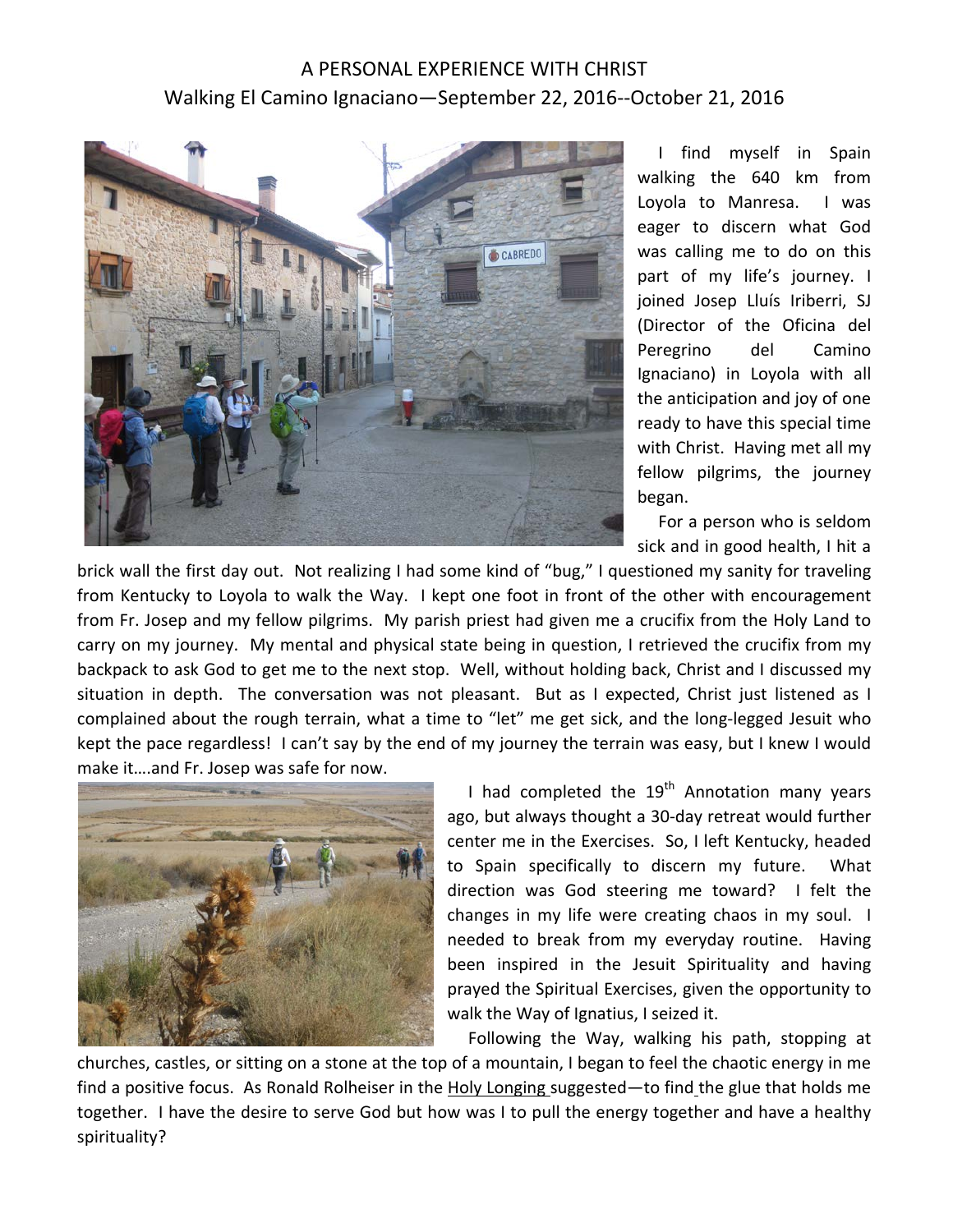# A PERSONAL EXPERIENCE WITH CHRIST

## Walking El Camino Ignaciano—September 22, 2016--October 21, 2016

I find myself in Spain walking the 640 km from Loyola to Manresa. I was eager to discern what God was calling me to do on this part of my life's journey. I joined Josep Lluís Iriberri, SJ (Director of the Oficina del Peregrino del Camino Ignaciano) in Loyola with all the anticipation and joy of one ready to have this special time with Christ. Having met all my fellow pilgrims, the journey began.

For a person who is seldom sick and in good health, I hit a brick wall the first day out. Not realizing I had some kind of "bug," I questioned my sanity for traveling from Kentucky to Loyola to walk the Way. I kept one foot in front of the other with encouragement from Fr. Josep and my fellow pilgrims. My parish priest had given me a crucifix from the Holy Land to carry on my journey. My mental and physical state being in question, I retrieved the crucifix from my backpack to ask God to get me to the next stop. Well, without holding back, Christ and I discussed my situation in depth. The conversation was not pleasant. But as I expected, Christ just listened as I complained about the rough terrain, what a time to "let" me get sick, and the long-legged Jesuit who kept the pace regardless! I can't say by the end of my journey the terrain was easy, but I knew I would make it….and Fr. Josep was safe for now.

I had completed the 19th Annotation many years ago, but always thought a 30-day retreat would further center me in the Exercises. So, I left Kentucky, headed to Spain specifically to discern my future. What direction was God steering me toward? I felt the changes in my life were creating chaos in my soul. I needed to break from my everyday routine. Having been inspired in the Jesuit Spirituality and having prayed the Spiritual Exercises, given the opportunity to walk the Way of Ignatius, I seized it.

Following the Way, walking his path, stopping at churches, castles, or sitting on a stone at the top of a mountain, I began to feel the chaotic energy in me find a positive focus. As Ronald Rolheiser in the Holy Longing suggested—to find the glue that holds me together. I have the desire to serve God but how was I to pull the energy together and have a healthy spirituality?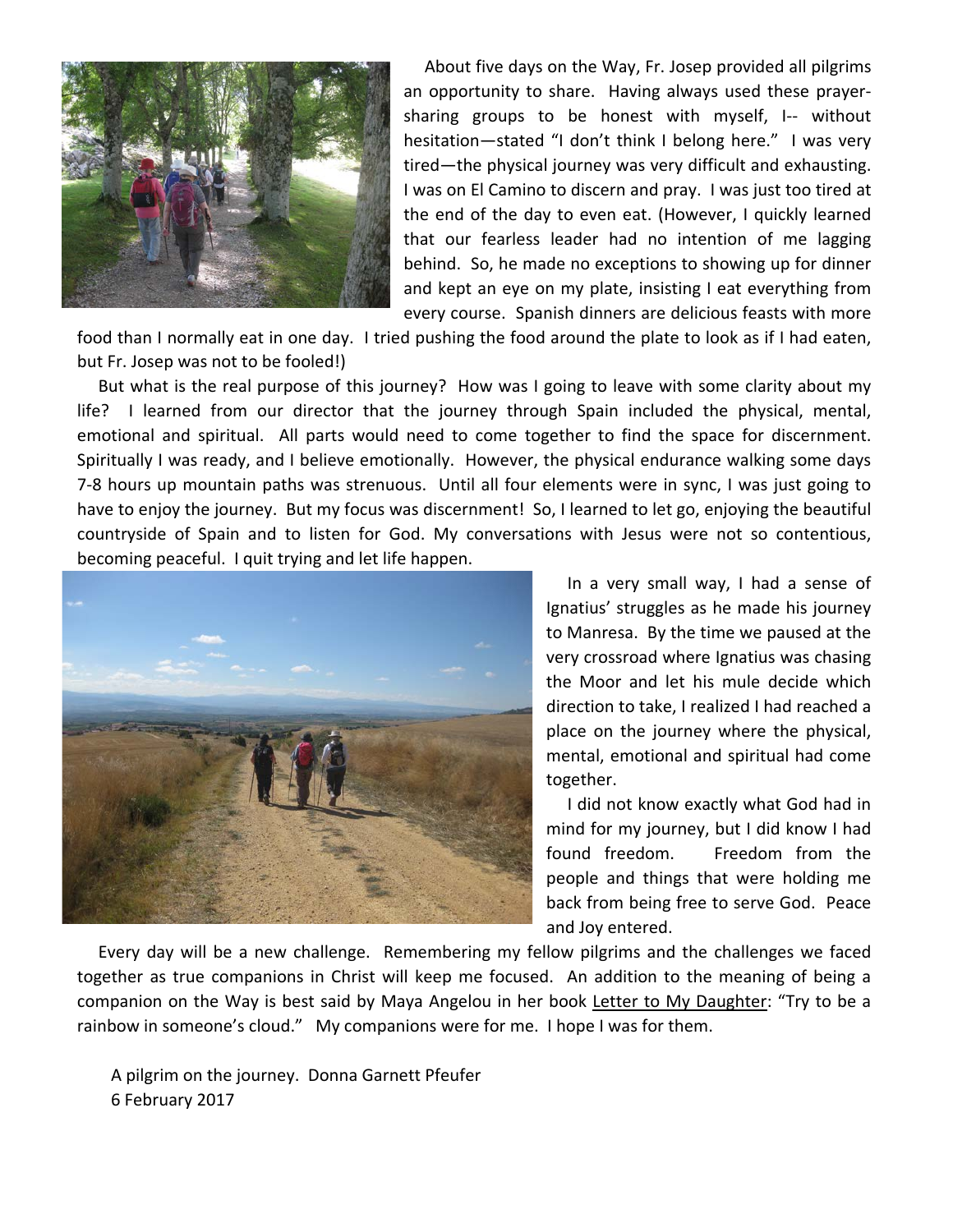About five days on the Way, Fr. Josep provided all pilgrims an opportunity to share. Having always used these prayer-sharing groups to be honest with myself, I-- without hesitation—stated "I don't think I belong here." I was very tired—the physical journey was very difficult and exhausting. I was on El Camino to discern and pray. I was just too tired at the end of the day to even eat. (However, I quickly learned that our fearless leader had no intention of me lagging behind. So, he made no exceptions to showing up for dinner and kept an eye on my plate, insisting I eat everything from every course. Spanish dinners are delicious feasts with more food than I normally eat in one day. I tried pushing the food around the plate to look as if I had eaten, but Fr. Josep was not to be fooled!)

But what is the real purpose of this journey? How was I going to leave with some clarity about my life? I learned from our director that the journey through Spain included the physical, mental, emotional and spiritual. All parts would need to come together to find the space for discernment. Spiritually I was ready, and I believe emotionally. However, the physical endurance walking some days 7-8 hours up mountain paths was strenuous. Until all four elements were in sync, I was just going to have to enjoy the journey. But my focus was discernment! So, I learned to let go, enjoying the beautiful countryside of Spain and to listen for God. My conversations with Jesus were not so contentious, becoming peaceful. I quit trying and let life happen.

In a very small way, I had a sense of Ignatius' struggles as he made his journey to Manresa. By the time we paused at the very crossroad where Ignatius was chasing the Moor and let his mule decide which direction to take, I realized I had reached a place on the journey where the physical, mental, emotional and spiritual had come together.

I did not know exactly what God had in mind for my journey, but I did know I had found freedom. Freedom from the people and things that were holding me back from being free to serve God. Peace and Joy entered.

Every day will be a new challenge. Remembering my fellow pilgrims and the challenges we faced together as true companions in Christ will keep me focused. An addition to the meaning of being a companion on the Way is best said by Maya Angelou in her book <u>Letter to My Daughter</u>: "Try to be a rainbow in someone's cloud." My companions were for me. I hope I was for them.

A pilgrim on the journey. Donna Garnett Pfeufer
6 February 2017